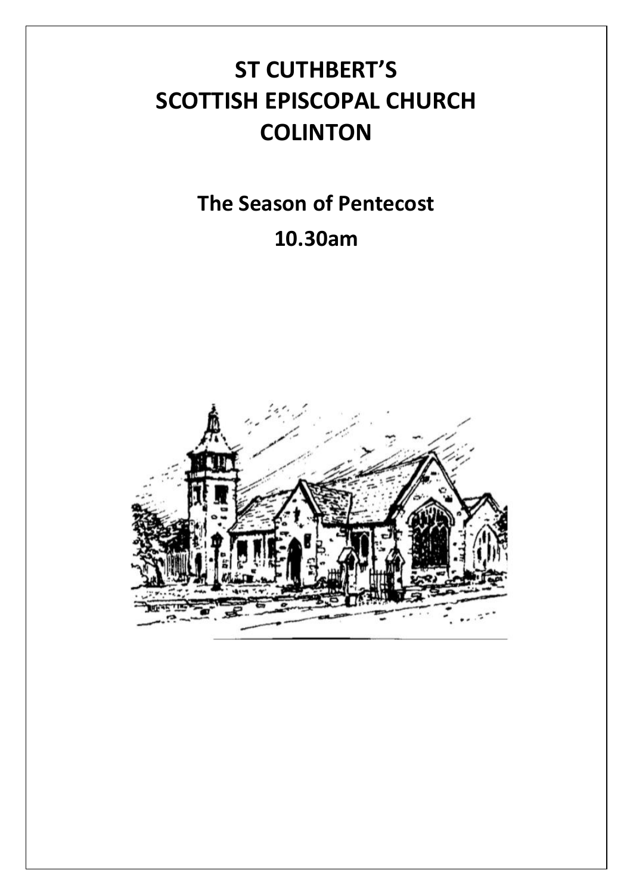# ST CUTHBERT'S SCOTTISH EPISCOPAL CHURCH COLINTON

## The Season of Pentecost

## 10.30am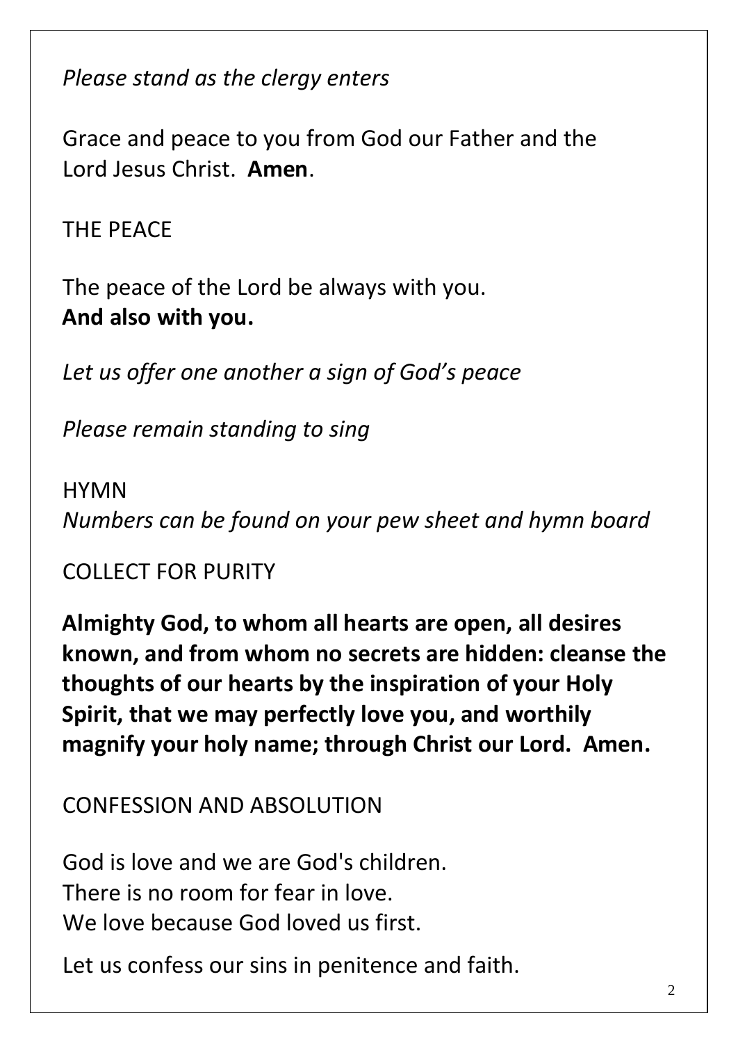*Please stand as the clergy enters*

Grace and peace to you from God our Father and the Lord Jesus Christ. **Amen**.

## THE PEACE

The peace of the Lord be always with you.
**And also with you.**

*Let us offer one another a sign of God's peace*

*Please remain standing to sing*

## HYMN

*Numbers can be found on your pew sheet and hymn board*

## COLLECT FOR PURITY

**Almighty God, to whom all hearts are open, all desires known, and from whom no secrets are hidden: cleanse the thoughts of our hearts by the inspiration of your Holy Spirit, that we may perfectly love you, and worthily magnify your holy name; through Christ our Lord. Amen.**

## CONFESSION AND ABSOLUTION

God is love and we are God's children.
There is no room for fear in love.
We love because God loved us first.

Let us confess our sins in penitence and faith.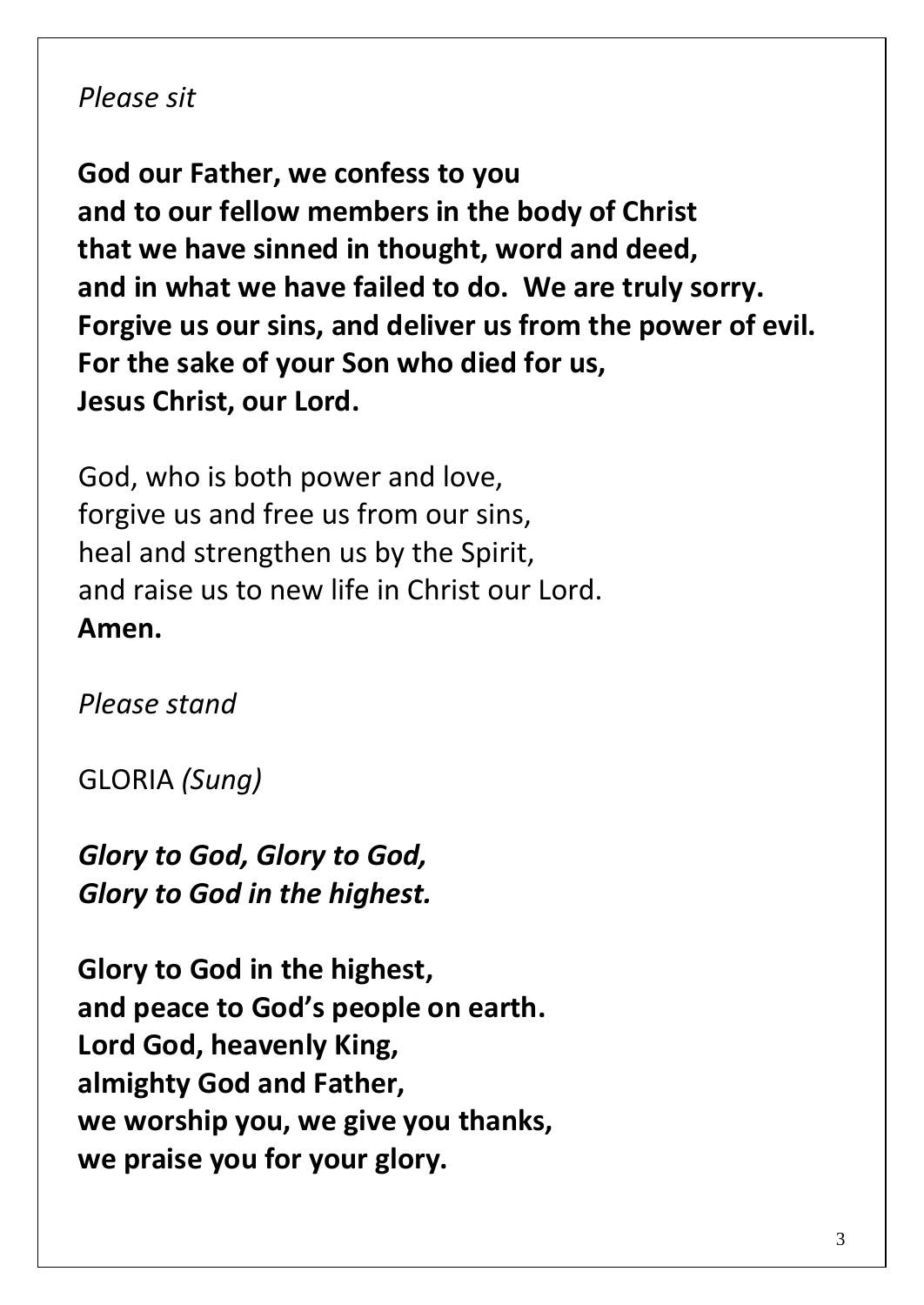*Please sit*

**God our Father, we confess to you**
**and to our fellow members in the body of Christ**
**that we have sinned in thought, word and deed,**
**and in what we have failed to do. We are truly sorry.**
**Forgive us our sins, and deliver us from the power of evil.**
**For the sake of your Son who died for us,**
**Jesus Christ, our Lord.**

God, who is both power and love,
forgive us and free us from our sins,
heal and strengthen us by the Spirit,
and raise us to new life in Christ our Lord.
**Amen.**

*Please stand*

GLORIA *(Sung)*

***Glory to God, Glory to God,***
***Glory to God in the highest.***

**Glory to God in the highest,**
**and peace to God's people on earth.**
**Lord God, heavenly King,**
**almighty God and Father,**
**we worship you, we give you thanks,**
**we praise you for your glory.**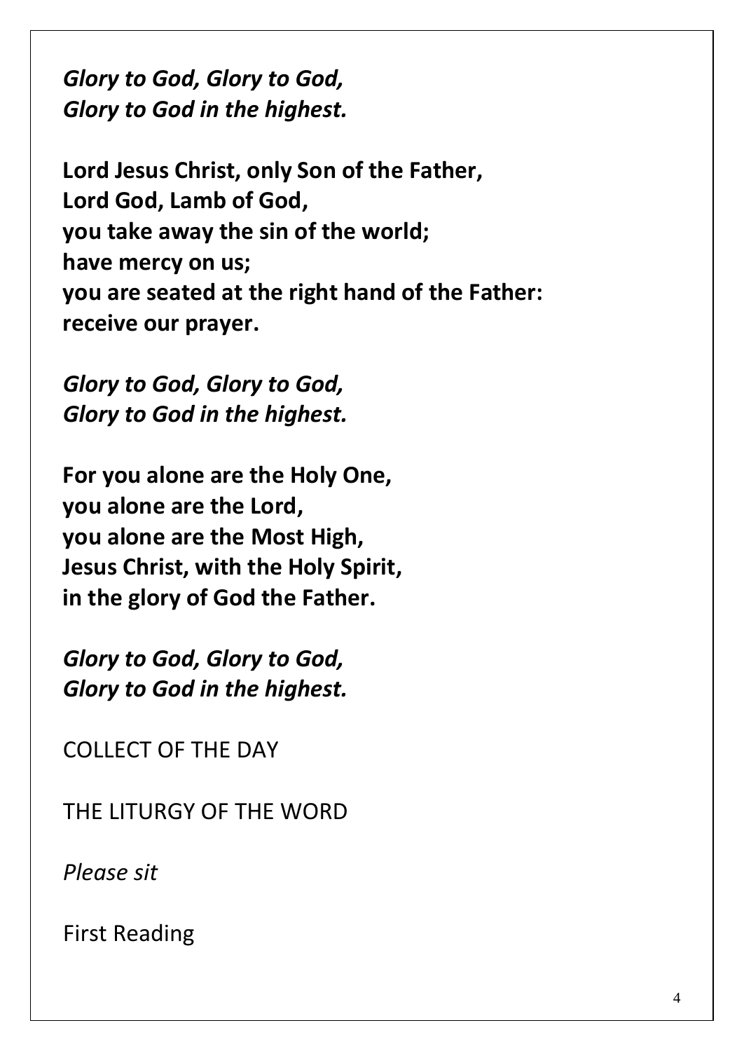***Glory to God, Glory to God,***
***Glory to God in the highest.***

**Lord Jesus Christ, only Son of the Father,**
**Lord God, Lamb of God,**
**you take away the sin of the world;**
**have mercy on us;**
**you are seated at the right hand of the Father:**
**receive our prayer.**

***Glory to God, Glory to God,***
***Glory to God in the highest.***

**For you alone are the Holy One,**
**you alone are the Lord,**
**you alone are the Most High,**
**Jesus Christ, with the Holy Spirit,**
**in the glory of God the Father.**

***Glory to God, Glory to God,***
***Glory to God in the highest.***

COLLECT OF THE DAY

THE LITURGY OF THE WORD

*Please sit*

First Reading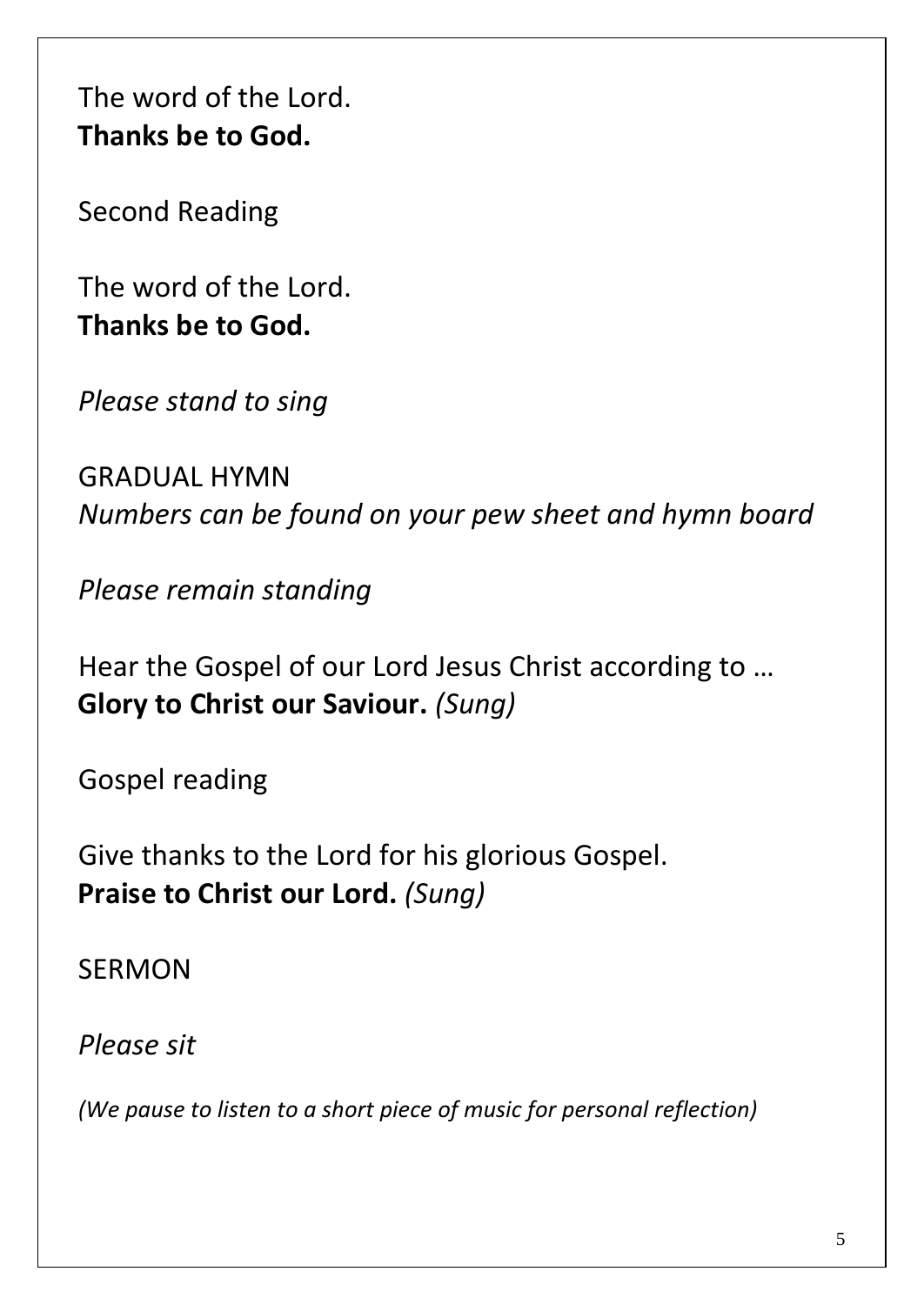The word of the Lord.
**Thanks be to God.**

Second Reading

The word of the Lord.
**Thanks be to God.**

*Please stand to sing*

GRADUAL HYMN
*Numbers can be found on your pew sheet and hymn board*

*Please remain standing*

Hear the Gospel of our Lord Jesus Christ according to …
**Glory to Christ our Saviour.** *(Sung)*

Gospel reading

Give thanks to the Lord for his glorious Gospel.
**Praise to Christ our Lord.** *(Sung)*

SERMON

*Please sit*

*(We pause to listen to a short piece of music for personal reflection)*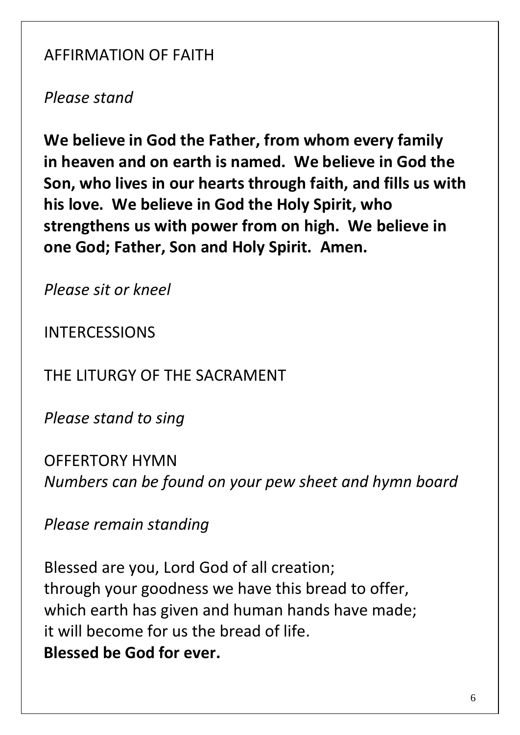## AFFIRMATION OF FAITH

*Please stand*

**We believe in God the Father, from whom every family in heaven and on earth is named. We believe in God the Son, who lives in our hearts through faith, and fills us with his love. We believe in God the Holy Spirit, who strengthens us with power from on high. We believe in one God; Father, Son and Holy Spirit. Amen.**

*Please sit or kneel*

## INTERCESSIONS

## THE LITURGY OF THE SACRAMENT

*Please stand to sing*

## OFFERTORY HYMN

*Numbers can be found on your pew sheet and hymn board*

*Please remain standing*

Blessed are you, Lord God of all creation;
through your goodness we have this bread to offer,
which earth has given and human hands have made;
it will become for us the bread of life.
**Blessed be God for ever.**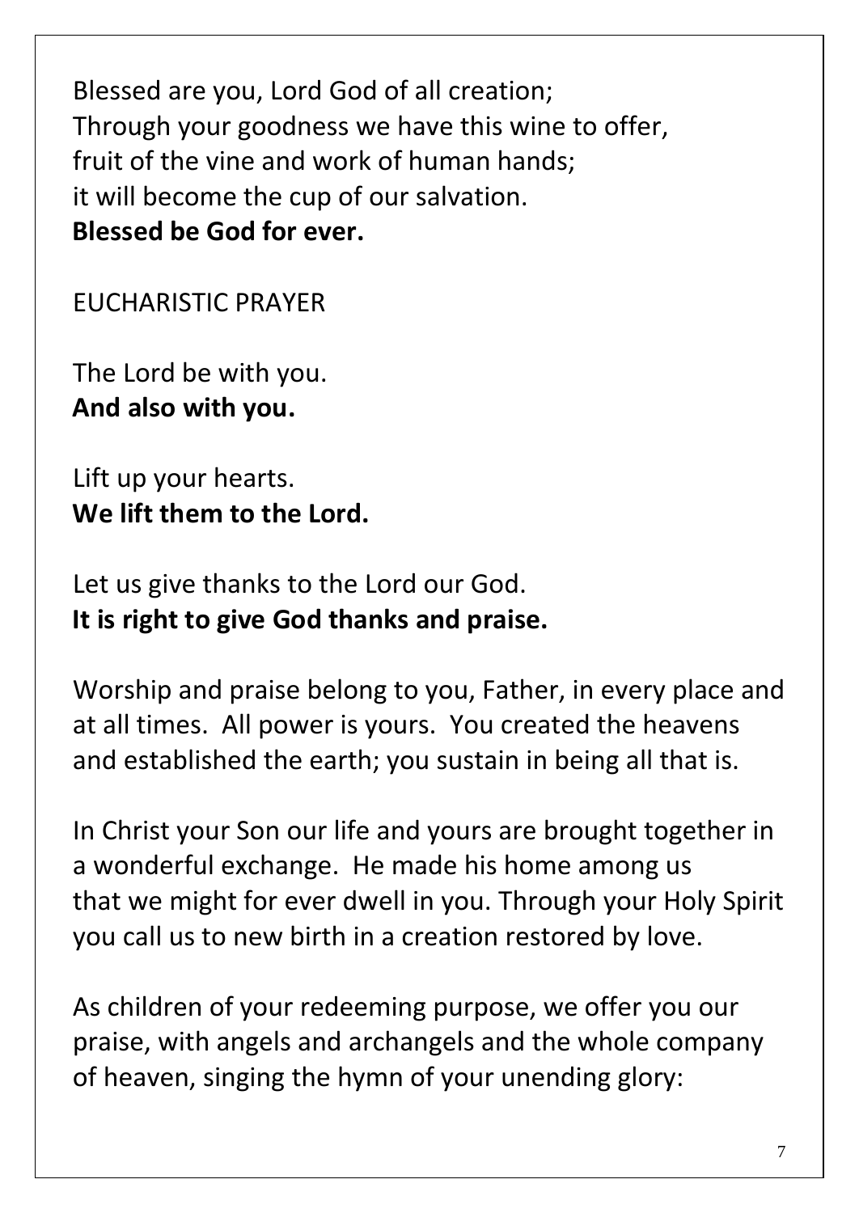Blessed are you, Lord God of all creation;
Through your goodness we have this wine to offer,
fruit of the vine and work of human hands;
it will become the cup of our salvation.
**Blessed be God for ever.**

EUCHARISTIC PRAYER

The Lord be with you.
**And also with you.**

Lift up your hearts.
**We lift them to the Lord.**

Let us give thanks to the Lord our God.
**It is right to give God thanks and praise.**

Worship and praise belong to you, Father, in every place and at all times. All power is yours. You created the heavens and established the earth; you sustain in being all that is.

In Christ your Son our life and yours are brought together in a wonderful exchange. He made his home among us that we might for ever dwell in you. Through your Holy Spirit you call us to new birth in a creation restored by love.

As children of your redeeming purpose, we offer you our praise, with angels and archangels and the whole company of heaven, singing the hymn of your unending glory: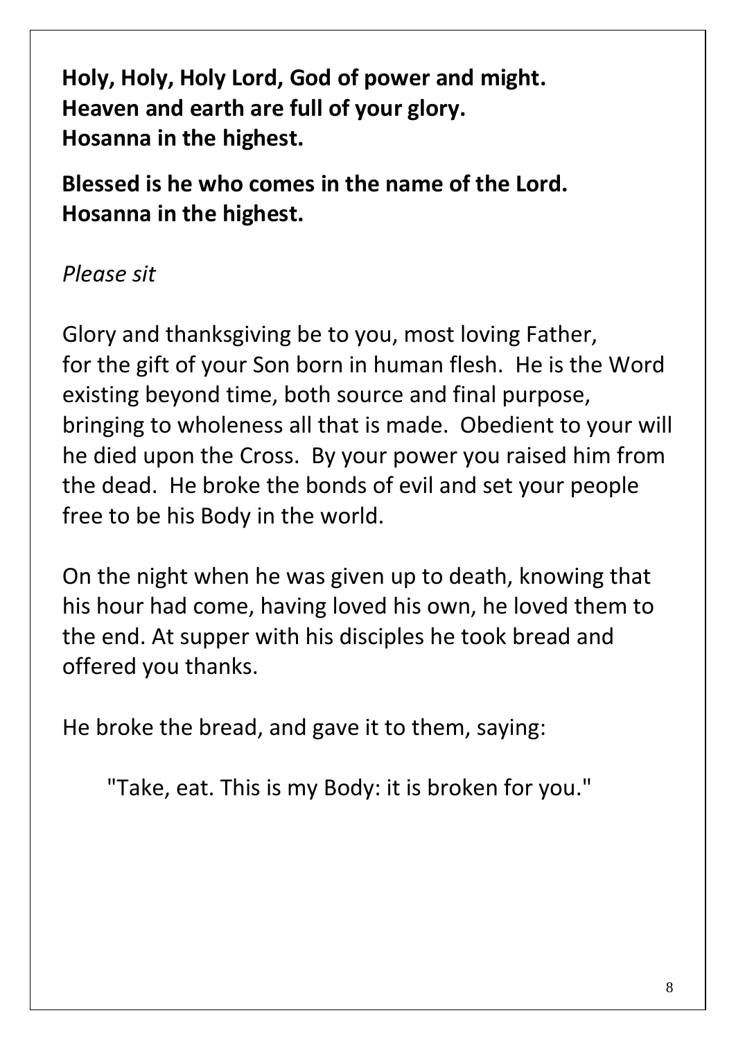**Holy, Holy, Holy Lord, God of power and might.**
**Heaven and earth are full of your glory.**
**Hosanna in the highest.**

**Blessed is he who comes in the name of the Lord.**
**Hosanna in the highest.**

*Please sit*

Glory and thanksgiving be to you, most loving Father, for the gift of your Son born in human flesh. He is the Word existing beyond time, both source and final purpose, bringing to wholeness all that is made. Obedient to your will he died upon the Cross. By your power you raised him from the dead. He broke the bonds of evil and set your people free to be his Body in the world.

On the night when he was given up to death, knowing that his hour had come, having loved his own, he loved them to the end. At supper with his disciples he took bread and offered you thanks.

He broke the bread, and gave it to them, saying:

> "Take, eat. This is my Body: it is broken for you."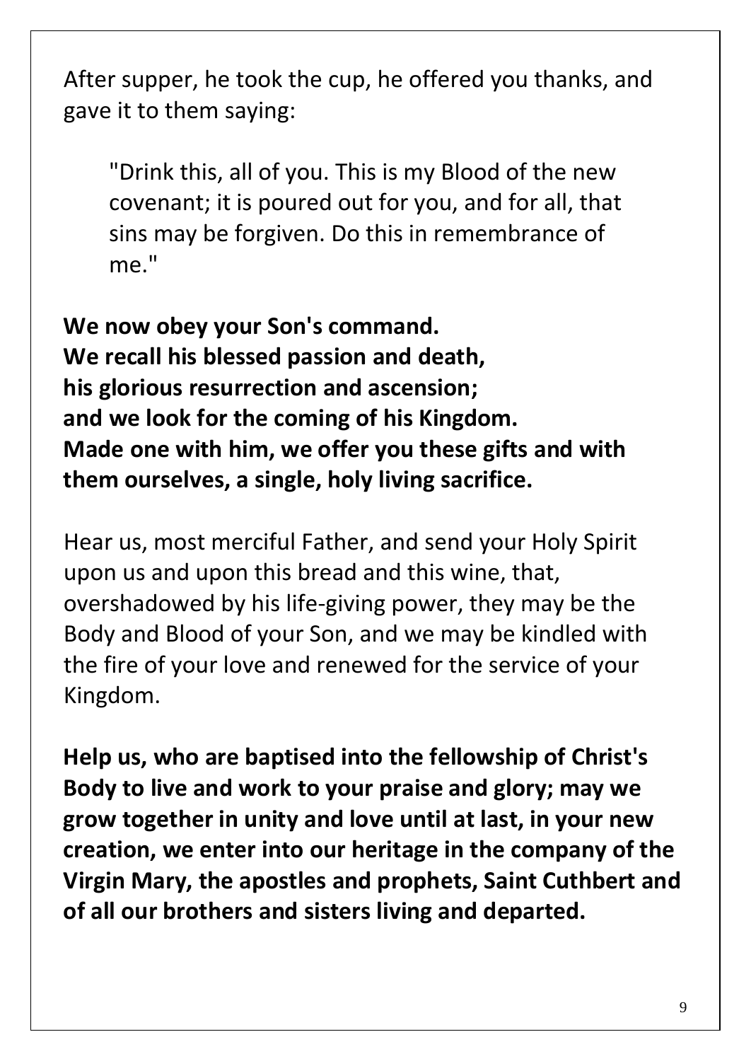After supper, he took the cup, he offered you thanks, and gave it to them saying:

> "Drink this, all of you. This is my Blood of the new covenant; it is poured out for you, and for all, that sins may be forgiven. Do this in remembrance of me."

**We now obey your Son's command.**
**We recall his blessed passion and death,**
**his glorious resurrection and ascension;**
**and we look for the coming of his Kingdom.**
**Made one with him, we offer you these gifts and with them ourselves, a single, holy living sacrifice.**

Hear us, most merciful Father, and send your Holy Spirit upon us and upon this bread and this wine, that, overshadowed by his life-giving power, they may be the Body and Blood of your Son, and we may be kindled with the fire of your love and renewed for the service of your Kingdom.

**Help us, who are baptised into the fellowship of Christ's Body to live and work to your praise and glory; may we grow together in unity and love until at last, in your new creation, we enter into our heritage in the company of the Virgin Mary, the apostles and prophets, Saint Cuthbert and of all our brothers and sisters living and departed.**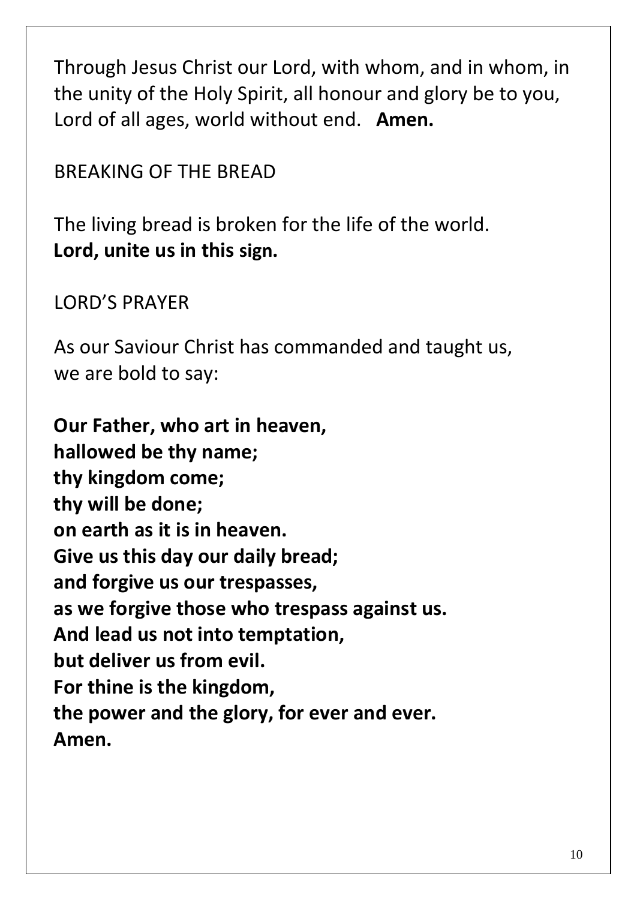Through Jesus Christ our Lord, with whom, and in whom, in the unity of the Holy Spirit, all honour and glory be to you, Lord of all ages, world without end. **Amen.**

BREAKING OF THE BREAD

The living bread is broken for the life of the world.
**Lord, unite us in this sign.**

LORD'S PRAYER

As our Saviour Christ has commanded and taught us,
we are bold to say:

**Our Father, who art in heaven,**
**hallowed be thy name;**
**thy kingdom come;**
**thy will be done;**
**on earth as it is in heaven.**
**Give us this day our daily bread;**
**and forgive us our trespasses,**
**as we forgive those who trespass against us.**
**And lead us not into temptation,**
**but deliver us from evil.**
**For thine is the kingdom,**
**the power and the glory, for ever and ever.**
**Amen.**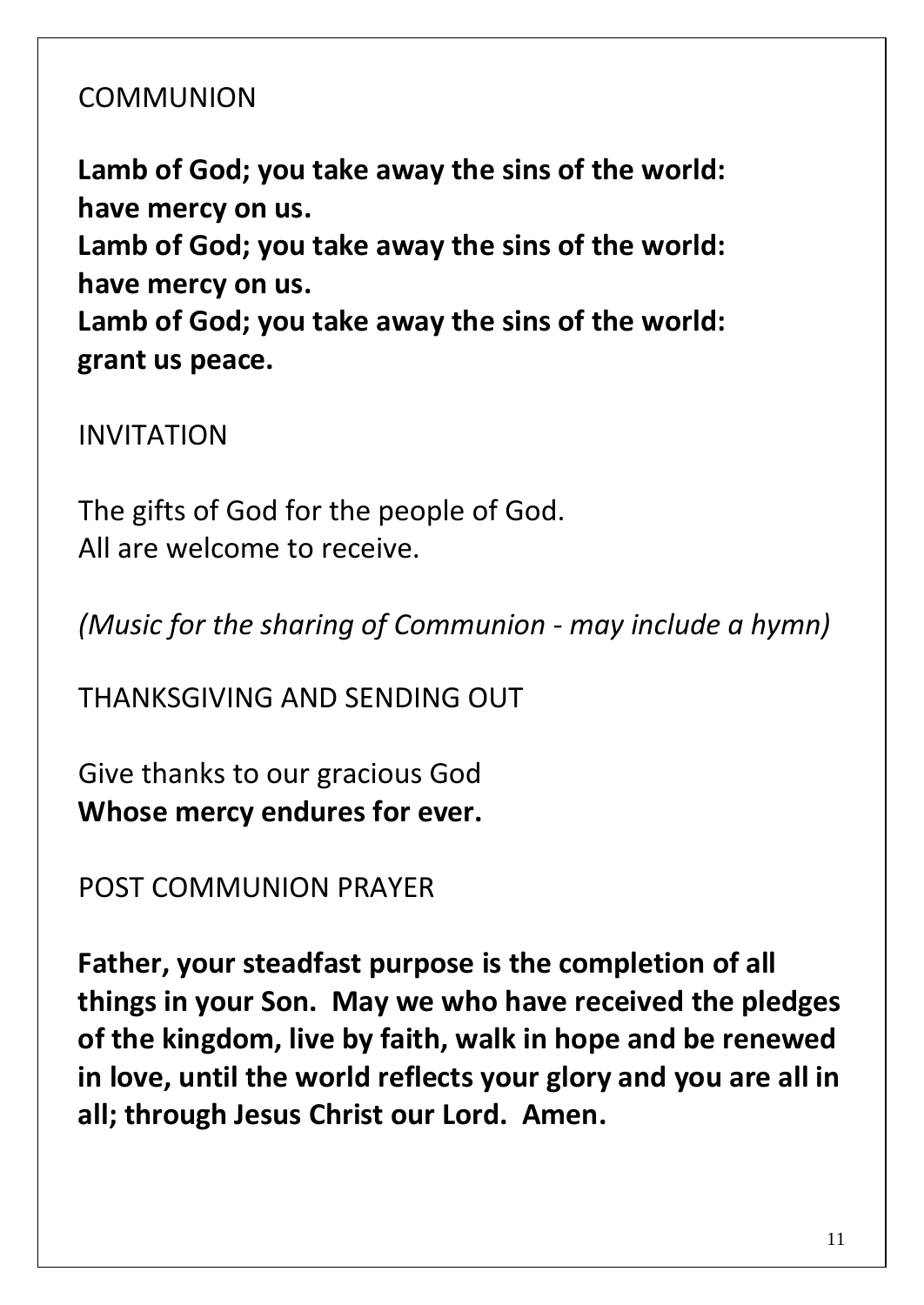## COMMUNION

**Lamb of God; you take away the sins of the world:**
**have mercy on us.**
**Lamb of God; you take away the sins of the world:**
**have mercy on us.**
**Lamb of God; you take away the sins of the world:**
**grant us peace.**

## INVITATION

The gifts of God for the people of God.
All are welcome to receive.

*(Music for the sharing of Communion - may include a hymn)*

## THANKSGIVING AND SENDING OUT

Give thanks to our gracious God
**Whose mercy endures for ever.**

## POST COMMUNION PRAYER

**Father, your steadfast purpose is the completion of all things in your Son. May we who have received the pledges of the kingdom, live by faith, walk in hope and be renewed in love, until the world reflects your glory and you are all in all; through Jesus Christ our Lord. Amen.**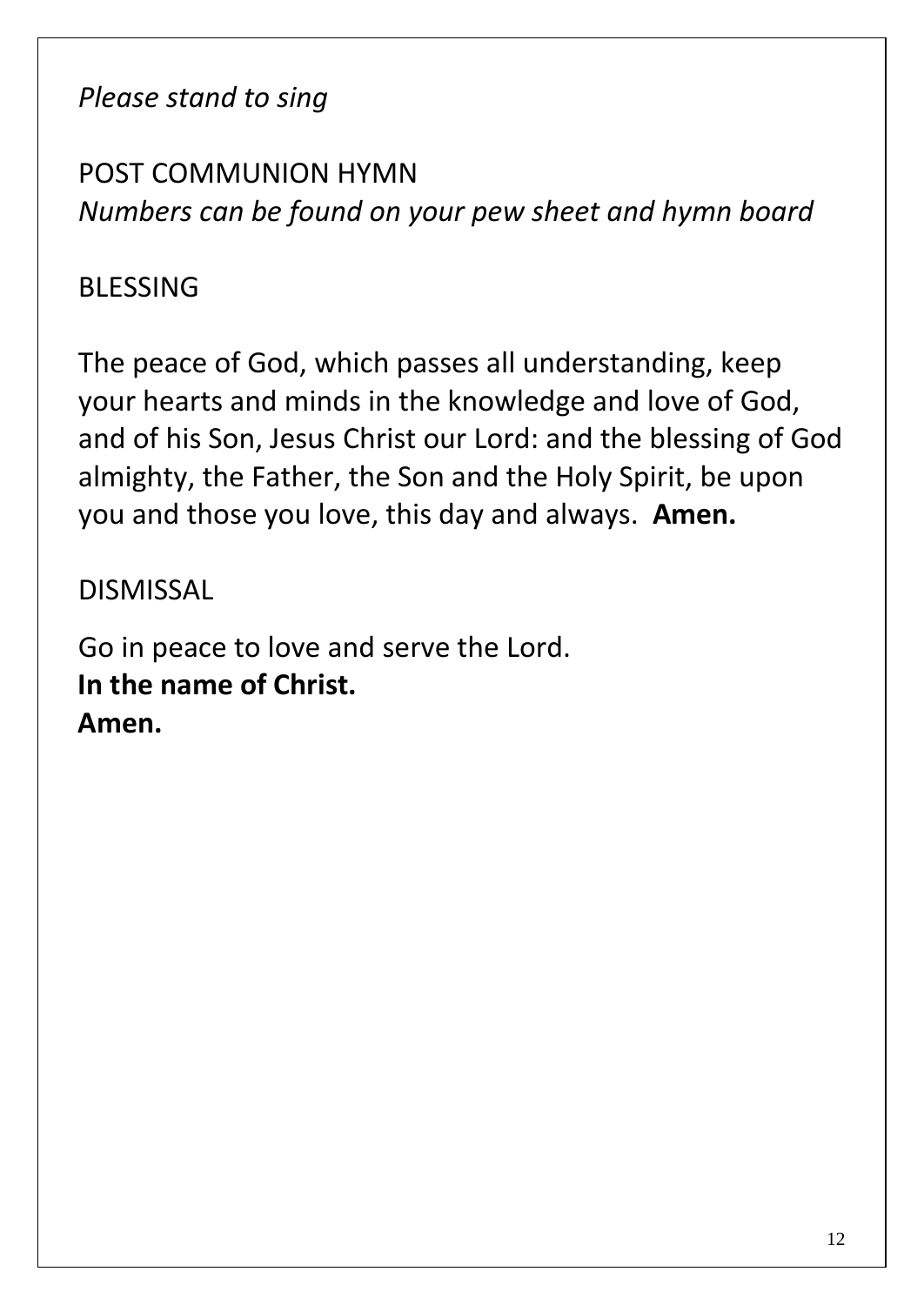*Please stand to sing*

POST COMMUNION HYMN

*Numbers can be found on your pew sheet and hymn board*

BLESSING

The peace of God, which passes all understanding, keep your hearts and minds in the knowledge and love of God, and of his Son, Jesus Christ our Lord: and the blessing of God almighty, the Father, the Son and the Holy Spirit, be upon you and those you love, this day and always. **Amen.**

DISMISSAL

Go in peace to love and serve the Lord.
**In the name of Christ.**
**Amen.**